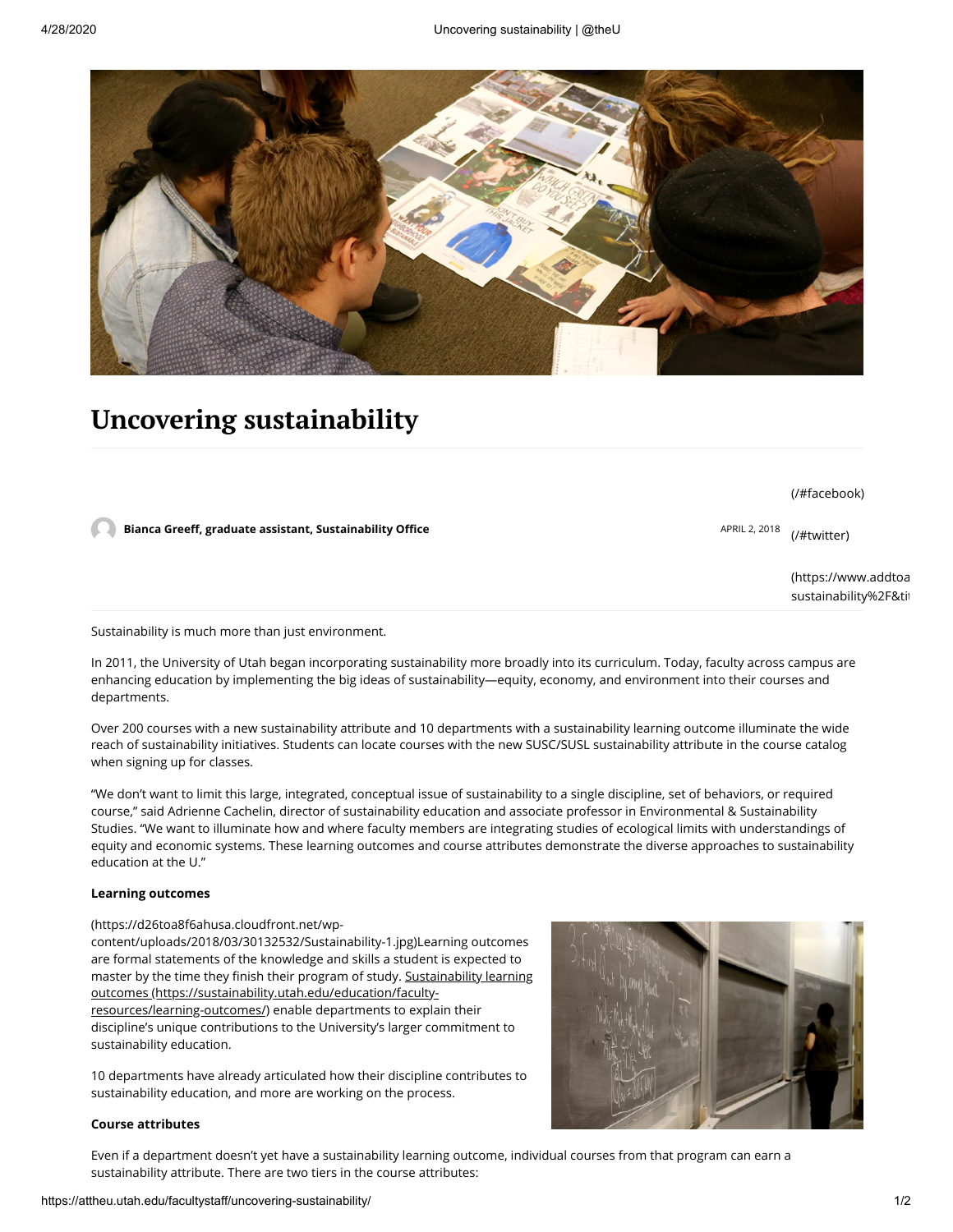# Uncovering sustainability

(/#facebook)

**Bianca Greeff, graduate assistant, Sustainability Office** APRIL 2, 2018 (/#twitter)

(https://www.addtoa sustainability%2F&ti

Sustainability is much more than just environment.

In 2011, the University of Utah began incorporating sustainability more broadly into its curriculum. Today, faculty across campus are enhancing education by implementing the big ideas of sustainability—equity, economy, and environment into their courses and departments.

Over 200 courses with a new sustainability attribute and 10 departments with a sustainability learning outcome illuminate the wide reach of sustainability initiatives. Students can locate courses with the new SUSC/SUSL sustainability attribute in the course catalog when signing up for classes.

"We don't want to limit this large, integrated, conceptual issue of sustainability to a single discipline, set of behaviors, or required course," said Adrienne Cachelin, director of sustainability education and associate professor in Environmental & Sustainability Studies. "We want to illuminate how and where faculty members are integrating studies of ecological limits with understandings of equity and economic systems. These learning outcomes and course attributes demonstrate the diverse approaches to sustainability education at the U."

**Learning outcomes**

(https://d26toa8f6ahusa.cloudfront.net/wp-content/uploads/2018/03/30132532/Sustainability-1.jpg)Learning outcomes are formal statements of the knowledge and skills a student is expected to master by the time they finish their program of study. Sustainability learning outcomes (https://sustainability.utah.edu/education/faculty-resources/learning-outcomes/) enable departments to explain their discipline's unique contributions to the University's larger commitment to sustainability education.

10 departments have already articulated how their discipline contributes to sustainability education, and more are working on the process.

**Course attributes**

Even if a department doesn't yet have a sustainability learning outcome, individual courses from that program can earn a sustainability attribute. There are two tiers in the course attributes: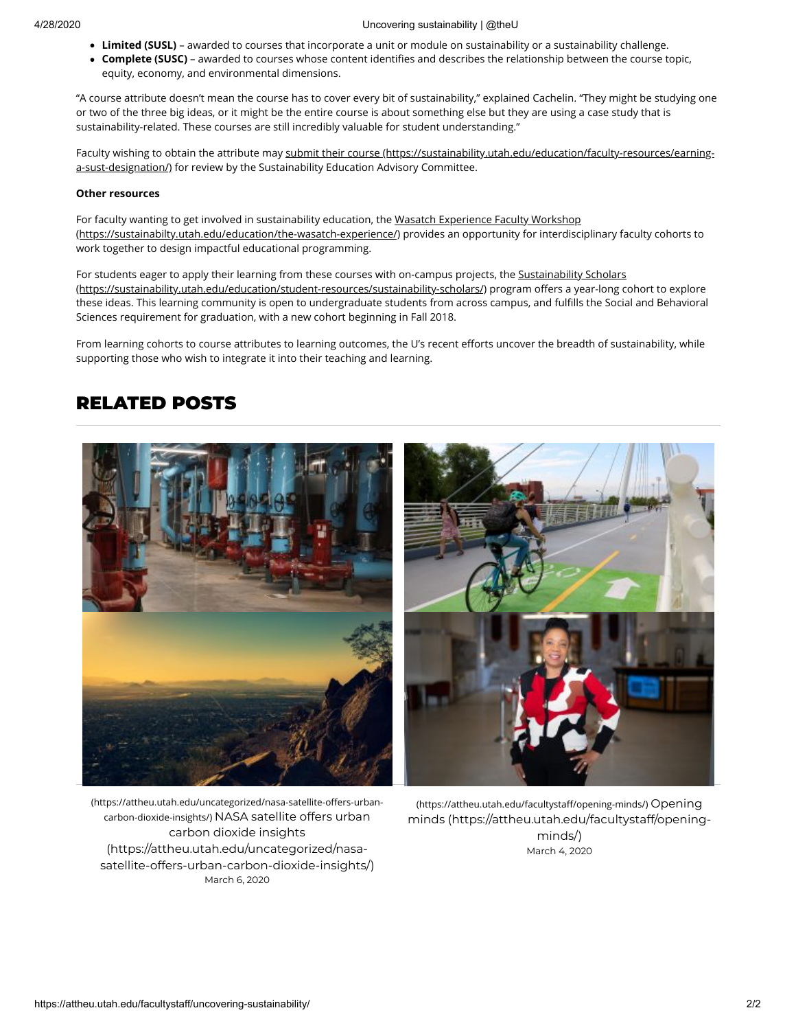- **Limited (SUSL)** – awarded to courses that incorporate a unit or module on sustainability or a sustainability challenge.
- **Complete (SUSC)** – awarded to courses whose content identifies and describes the relationship between the course topic, equity, economy, and environmental dimensions.

"A course attribute doesn't mean the course has to cover every bit of sustainability," explained Cachelin. "They might be studying one or two of the three big ideas, or it might be the entire course is about something else but they are using a case study that is sustainability-related. These courses are still incredibly valuable for student understanding."

Faculty wishing to obtain the attribute may submit their course (https://sustainability.utah.edu/education/faculty-resources/earning-a-sust-designation/) for review by the Sustainability Education Advisory Committee.

**Other resources**

For faculty wanting to get involved in sustainability education, the Wasatch Experience Faculty Workshop (https://sustainabilty.utah.edu/education/the-wasatch-experience/) provides an opportunity for interdisciplinary faculty cohorts to work together to design impactful educational programming.

For students eager to apply their learning from these courses with on-campus projects, the Sustainability Scholars (https://sustainability.utah.edu/education/student-resources/sustainability-scholars/) program offers a year-long cohort to explore these ideas. This learning community is open to undergraduate students from across campus, and fulfills the Social and Behavioral Sciences requirement for graduation, with a new cohort beginning in Fall 2018.

From learning cohorts to course attributes to learning outcomes, the U's recent efforts uncover the breadth of sustainability, while supporting those who wish to integrate it into their teaching and learning.

## RELATED POSTS

(https://attheu.utah.edu/uncategorized/nasa-satellite-offers-urban-carbon-dioxide-insights/) NASA satellite offers urban carbon dioxide insights (https://attheu.utah.edu/uncategorized/nasa-satellite-offers-urban-carbon-dioxide-insights/)
March 6, 2020

(https://attheu.utah.edu/facultystaff/opening-minds/) Opening minds (https://attheu.utah.edu/facultystaff/opening-minds/)
March 4, 2020